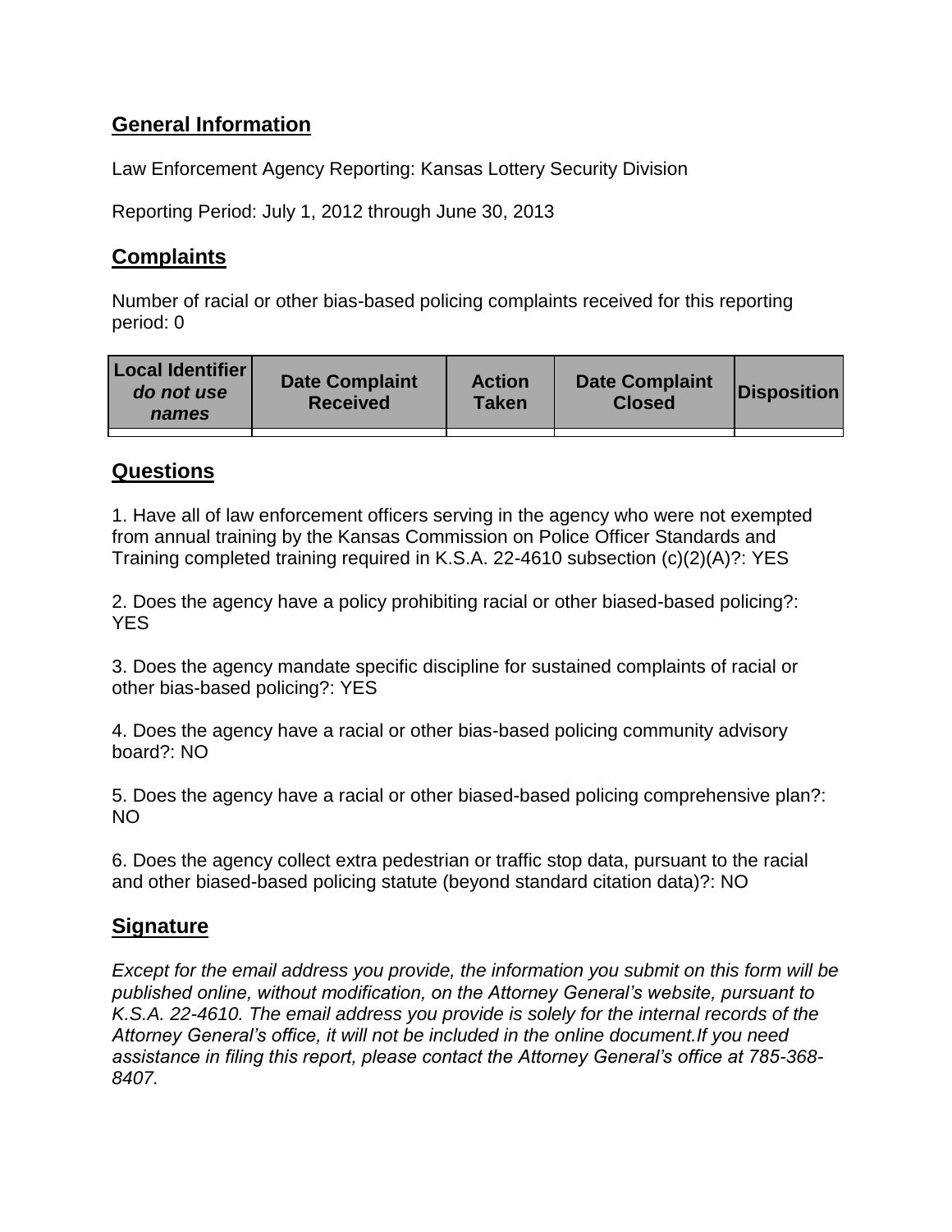## General Information

Law Enforcement Agency Reporting: Kansas Lottery Security Division

Reporting Period: July 1, 2012 through June 30, 2013

## Complaints

Number of racial or other bias-based policing complaints received for this reporting period: 0

| Local Identifier *do not use names* | Date Complaint Received | Action Taken | Date Complaint Closed | Disposition |
|---|---|---|---|---|
| | | | | |

## Questions

1. Have all of law enforcement officers serving in the agency who were not exempted from annual training by the Kansas Commission on Police Officer Standards and Training completed training required in K.S.A. 22-4610 subsection (c)(2)(A)?: YES

2. Does the agency have a policy prohibiting racial or other biased-based policing?: YES

3. Does the agency mandate specific discipline for sustained complaints of racial or other bias-based policing?: YES

4. Does the agency have a racial or other bias-based policing community advisory board?: NO

5. Does the agency have a racial or other biased-based policing comprehensive plan?: NO

6. Does the agency collect extra pedestrian or traffic stop data, pursuant to the racial and other biased-based policing statute (beyond standard citation data)?: NO

## Signature

*Except for the email address you provide, the information you submit on this form will be published online, without modification, on the Attorney General's website, pursuant to K.S.A. 22-4610. The email address you provide is solely for the internal records of the Attorney General's office, it will not be included in the online document.If you need assistance in filing this report, please contact the Attorney General's office at 785-368-8407.*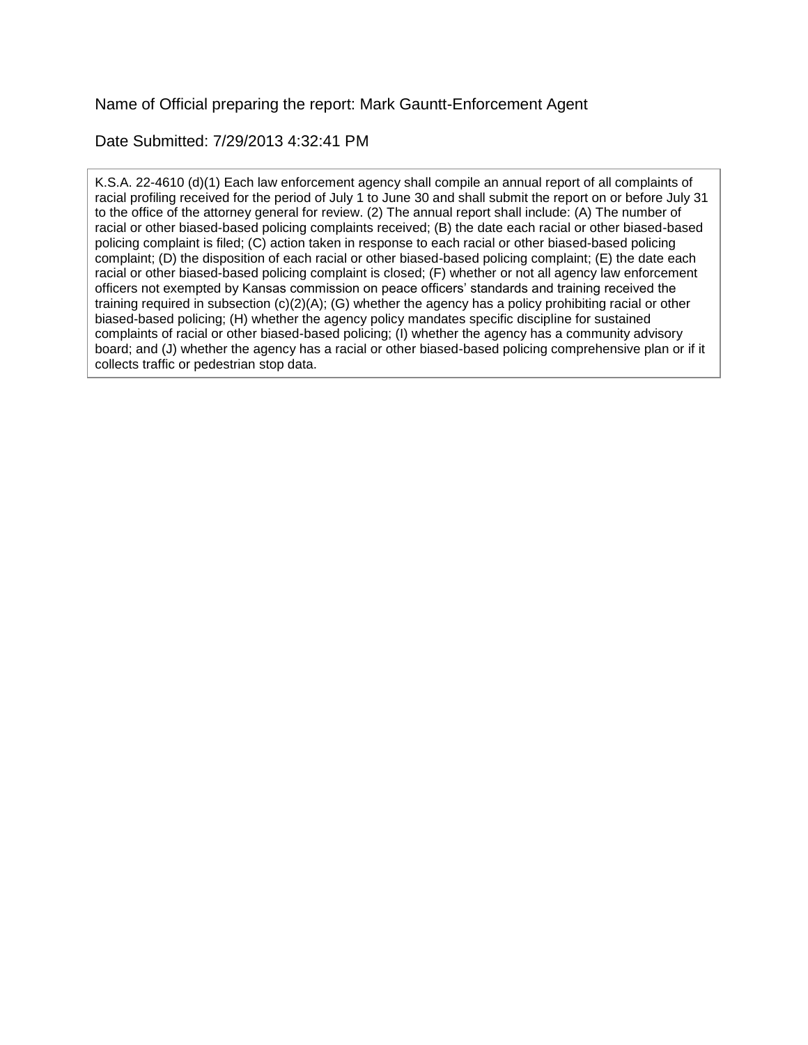Name of Official preparing the report: Mark Gauntt-Enforcement Agent

Date Submitted: 7/29/2013 4:32:41 PM

K.S.A. 22-4610 (d)(1) Each law enforcement agency shall compile an annual report of all complaints of racial profiling received for the period of July 1 to June 30 and shall submit the report on or before July 31 to the office of the attorney general for review. (2) The annual report shall include: (A) The number of racial or other biased-based policing complaints received; (B) the date each racial or other biased-based policing complaint is filed; (C) action taken in response to each racial or other biased-based policing complaint; (D) the disposition of each racial or other biased-based policing complaint; (E) the date each racial or other biased-based policing complaint is closed; (F) whether or not all agency law enforcement officers not exempted by Kansas commission on peace officers' standards and training received the training required in subsection (c)(2)(A); (G) whether the agency has a policy prohibiting racial or other biased-based policing; (H) whether the agency policy mandates specific discipline for sustained complaints of racial or other biased-based policing; (I) whether the agency has a community advisory board; and (J) whether the agency has a racial or other biased-based policing comprehensive plan or if it collects traffic or pedestrian stop data.